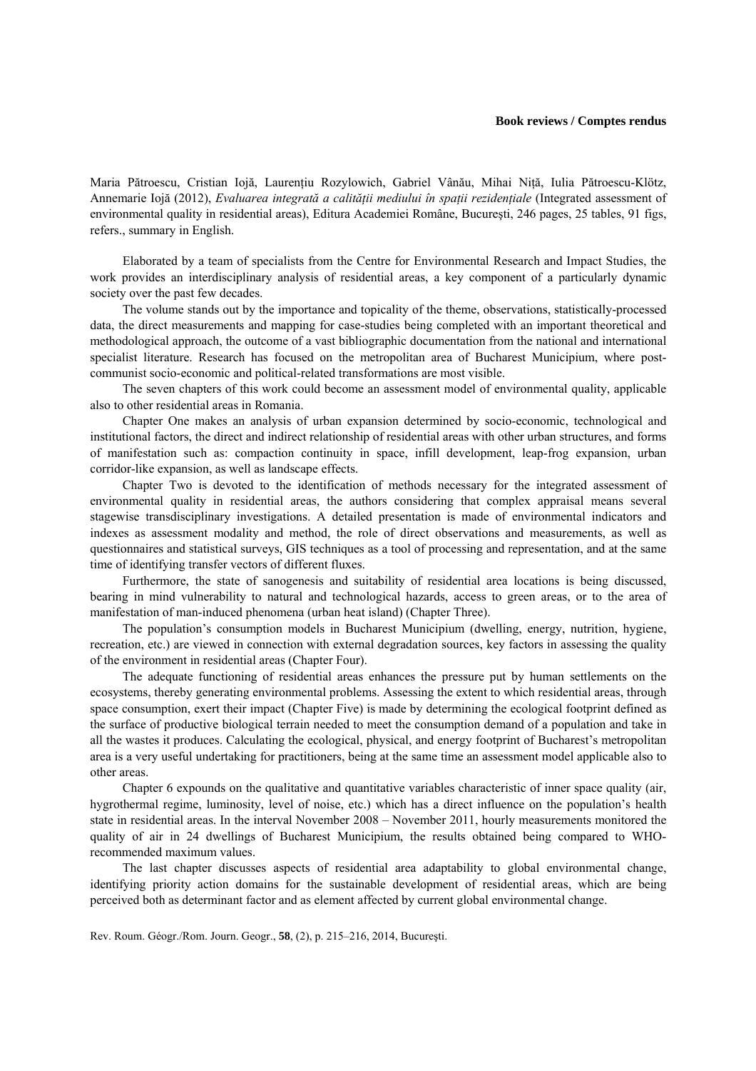**Book reviews / Comptes rendus**

Maria Pătroescu, Cristian Iojă, Laurenţiu Rozylowich, Gabriel Vânău, Mihai Niţă, Iulia Pătroescu-Klötz, Annemarie Iojă (2012), *Evaluarea integrată a calităţii mediului în spaţii rezidenţiale* (Integrated assessment of environmental quality in residential areas), Editura Academiei Române, Bucureşti, 246 pages, 25 tables, 91 figs, refers., summary in English.

Elaborated by a team of specialists from the Centre for Environmental Research and Impact Studies, the work provides an interdisciplinary analysis of residential areas, a key component of a particularly dynamic society over the past few decades.

The volume stands out by the importance and topicality of the theme, observations, statistically-processed data, the direct measurements and mapping for case-studies being completed with an important theoretical and methodological approach, the outcome of a vast bibliographic documentation from the national and international specialist literature. Research has focused on the metropolitan area of Bucharest Municipium, where post-communist socio-economic and political-related transformations are most visible.

The seven chapters of this work could become an assessment model of environmental quality, applicable also to other residential areas in Romania.

Chapter One makes an analysis of urban expansion determined by socio-economic, technological and institutional factors, the direct and indirect relationship of residential areas with other urban structures, and forms of manifestation such as: compaction continuity in space, infill development, leap-frog expansion, urban corridor-like expansion, as well as landscape effects.

Chapter Two is devoted to the identification of methods necessary for the integrated assessment of environmental quality in residential areas, the authors considering that complex appraisal means several stagewise transdisciplinary investigations. A detailed presentation is made of environmental indicators and indexes as assessment modality and method, the role of direct observations and measurements, as well as questionnaires and statistical surveys, GIS techniques as a tool of processing and representation, and at the same time of identifying transfer vectors of different fluxes.

Furthermore, the state of sanogenesis and suitability of residential area locations is being discussed, bearing in mind vulnerability to natural and technological hazards, access to green areas, or to the area of manifestation of man-induced phenomena (urban heat island) (Chapter Three).

The population's consumption models in Bucharest Municipium (dwelling, energy, nutrition, hygiene, recreation, etc.) are viewed in connection with external degradation sources, key factors in assessing the quality of the environment in residential areas (Chapter Four).

The adequate functioning of residential areas enhances the pressure put by human settlements on the ecosystems, thereby generating environmental problems. Assessing the extent to which residential areas, through space consumption, exert their impact (Chapter Five) is made by determining the ecological footprint defined as the surface of productive biological terrain needed to meet the consumption demand of a population and take in all the wastes it produces. Calculating the ecological, physical, and energy footprint of Bucharest's metropolitan area is a very useful undertaking for practitioners, being at the same time an assessment model applicable also to other areas.

Chapter 6 expounds on the qualitative and quantitative variables characteristic of inner space quality (air, hygrothermal regime, luminosity, level of noise, etc.) which has a direct influence on the population's health state in residential areas. In the interval November 2008 – November 2011, hourly measurements monitored the quality of air in 24 dwellings of Bucharest Municipium, the results obtained being compared to WHO-recommended maximum values.

The last chapter discusses aspects of residential area adaptability to global environmental change, identifying priority action domains for the sustainable development of residential areas, which are being perceived both as determinant factor and as element affected by current global environmental change.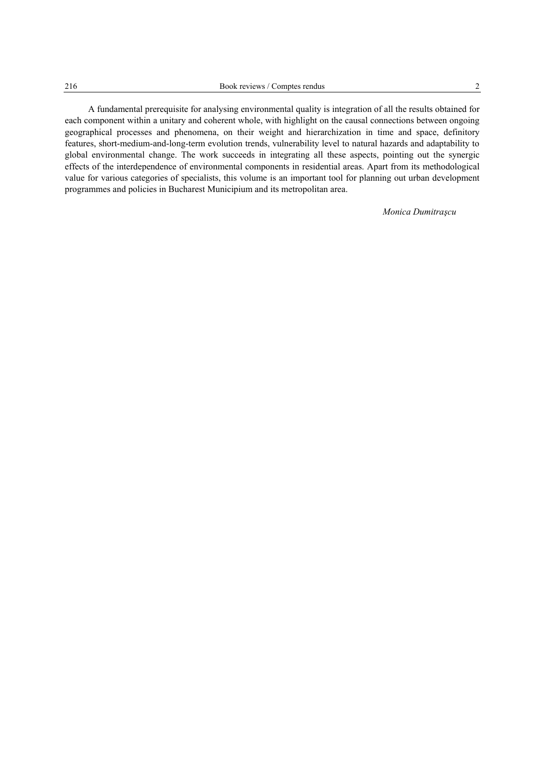A fundamental prerequisite for analysing environmental quality is integration of all the results obtained for each component within a unitary and coherent whole, with highlight on the causal connections between ongoing geographical processes and phenomena, on their weight and hierarchization in time and space, definitory features, short-medium-and-long-term evolution trends, vulnerability level to natural hazards and adaptability to global environmental change. The work succeeds in integrating all these aspects, pointing out the synergic effects of the interdependence of environmental components in residential areas. Apart from its methodological value for various categories of specialists, this volume is an important tool for planning out urban development programmes and policies in Bucharest Municipium and its metropolitan area.

*Monica Dumitraşcu*